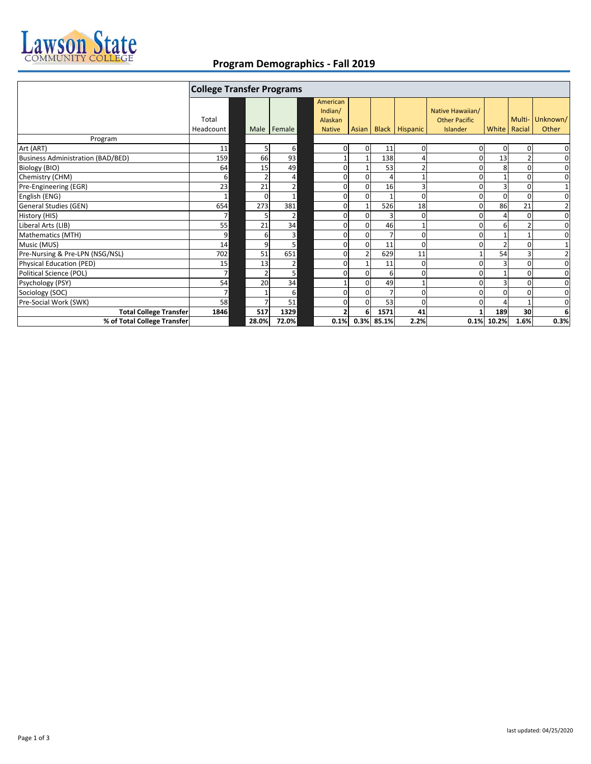Lawson State COMMUNITY COLLEGE

# Program Demographics - Fall 2019

| | College Transfer Programs | | | | | | | | | | |
|---|---|---|---|---|---|---|---|---|---|---|---|
| | Total Headcount | Male | Female | American Indian/ Alaskan Native | Asian | Black | Hispanic | Native Hawaiian/ Other Pacific Islander | White | Multi-Racial | Unknown/ Other |
| Program | | | | | | | | | | | |
| Art (ART) | 11 | 5 | 6 | 0 | 0 | 11 | 0 | 0 | 0 | 0 | 0 |
| Business Administration (BAD/BED) | 159 | 66 | 93 | 1 | 1 | 138 | 4 | 0 | 13 | 2 | 0 |
| Biology (BIO) | 64 | 15 | 49 | 0 | 1 | 53 | 2 | 0 | 8 | 0 | 0 |
| Chemistry (CHM) | 6 | 2 | 4 | 0 | 0 | 4 | 1 | 0 | 1 | 0 | 0 |
| Pre-Engineering (EGR) | 23 | 21 | 2 | 0 | 0 | 16 | 3 | 0 | 3 | 0 | 1 |
| English (ENG) | 1 | 0 | 1 | 0 | 0 | 1 | 0 | 0 | 0 | 0 | 0 |
| General Studies (GEN) | 654 | 273 | 381 | 0 | 1 | 526 | 18 | 0 | 86 | 21 | 2 |
| History (HIS) | 7 | 5 | 2 | 0 | 0 | 3 | 0 | 0 | 4 | 0 | 0 |
| Liberal Arts (LIB) | 55 | 21 | 34 | 0 | 0 | 46 | 1 | 0 | 6 | 2 | 0 |
| Mathematics (MTH) | 9 | 6 | 3 | 0 | 0 | 7 | 0 | 0 | 1 | 1 | 0 |
| Music (MUS) | 14 | 9 | 5 | 0 | 0 | 11 | 0 | 0 | 2 | 0 | 1 |
| Pre-Nursing & Pre-LPN (NSG/NSL) | 702 | 51 | 651 | 0 | 2 | 629 | 11 | 1 | 54 | 3 | 2 |
| Physical Education (PED) | 15 | 13 | 2 | 0 | 1 | 11 | 0 | 0 | 3 | 0 | 0 |
| Political Science (POL) | 7 | 2 | 5 | 0 | 0 | 6 | 0 | 0 | 1 | 0 | 0 |
| Psychology (PSY) | 54 | 20 | 34 | 1 | 0 | 49 | 1 | 0 | 3 | 0 | 0 |
| Sociology (SOC) | 7 | 1 | 6 | 0 | 0 | 7 | 0 | 0 | 0 | 0 | 0 |
| Pre-Social Work (SWK) | 58 | 7 | 51 | 0 | 0 | 53 | 0 | 0 | 4 | 1 | 0 |
| **Total College Transfer** | **1846** | **517** | **1329** | **2** | **6** | **1571** | **41** | **1** | **189** | **30** | **6** |
| **% of Total College Transfer** | | **28.0%** | **72.0%** | **0.1%** | **0.3%** | **85.1%** | **2.2%** | **0.1%** | **10.2%** | **1.6%** | **0.3%** |

last updated: 04/25/2020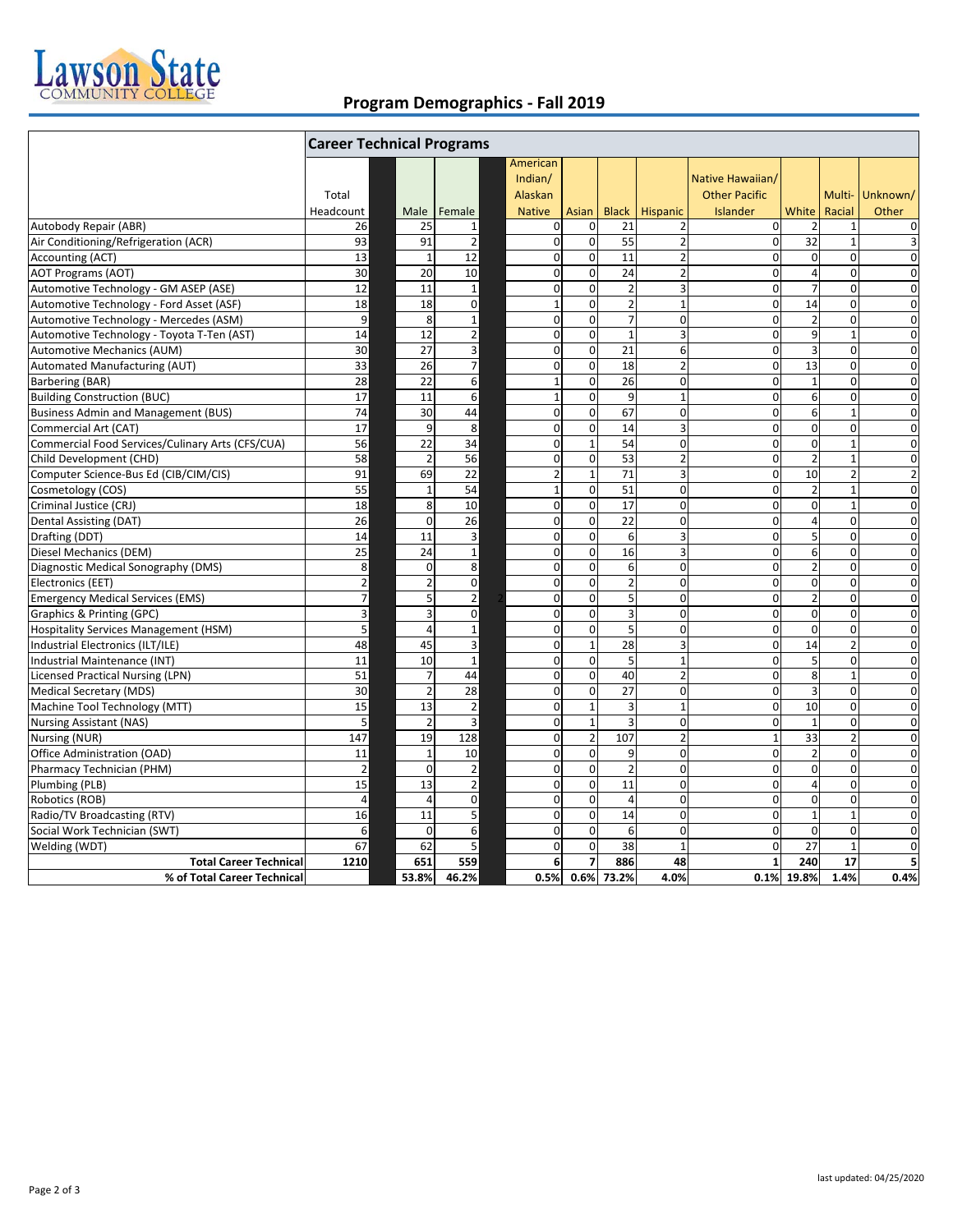# Program Demographics - Fall 2019

| | Career Technical Programs | | | | | | | | | | |
|---|---|---|---|---|---|---|---|---|---|---|---|
| | Total Headcount | Male | Female | American Indian/ Alaskan Native | Asian | Black | Hispanic | Native Hawaiian/ Other Pacific Islander | White | Multi-Racial | Unknown/ Other |
| Autobody Repair (ABR) | 26 | 25 | 1 | 0 | 0 | 21 | 2 | 0 | 2 | 1 | 0 |
| Air Conditioning/Refrigeration (ACR) | 93 | 91 | 2 | 0 | 0 | 55 | 2 | 0 | 32 | 1 | 3 |
| Accounting (ACT) | 13 | 1 | 12 | 0 | 0 | 11 | 2 | 0 | 0 | 0 | 0 |
| AOT Programs (AOT) | 30 | 20 | 10 | 0 | 0 | 24 | 2 | 0 | 4 | 0 | 0 |
| Automotive Technology - GM ASEP (ASE) | 12 | 11 | 1 | 0 | 0 | 2 | 3 | 0 | 7 | 0 | 0 |
| Automotive Technology - Ford Asset (ASF) | 18 | 18 | 0 | 1 | 0 | 2 | 1 | 0 | 14 | 0 | 0 |
| Automotive Technology - Mercedes (ASM) | 9 | 8 | 1 | 0 | 0 | 7 | 0 | 0 | 2 | 0 | 0 |
| Automotive Technology - Toyota T-Ten (AST) | 14 | 12 | 2 | 0 | 0 | 1 | 3 | 0 | 9 | 1 | 0 |
| Automotive Mechanics (AUM) | 30 | 27 | 3 | 0 | 0 | 21 | 6 | 0 | 3 | 0 | 0 |
| Automated Manufacturing (AUT) | 33 | 26 | 7 | 0 | 0 | 18 | 2 | 0 | 13 | 0 | 0 |
| Barbering (BAR) | 28 | 22 | 6 | 1 | 0 | 26 | 0 | 0 | 1 | 0 | 0 |
| Building Construction (BUC) | 17 | 11 | 6 | 1 | 0 | 9 | 1 | 0 | 6 | 0 | 0 |
| Business Admin and Management (BUS) | 74 | 30 | 44 | 0 | 0 | 67 | 0 | 0 | 6 | 1 | 0 |
| Commercial Art (CAT) | 17 | 9 | 8 | 0 | 0 | 14 | 3 | 0 | 0 | 0 | 0 |
| Commercial Food Services/Culinary Arts (CFS/CUA) | 56 | 22 | 34 | 0 | 1 | 54 | 0 | 0 | 0 | 1 | 0 |
| Child Development (CHD) | 58 | 2 | 56 | 0 | 0 | 53 | 2 | 0 | 2 | 1 | 0 |
| Computer Science-Bus Ed (CIB/CIM/CIS) | 91 | 69 | 22 | 2 | 1 | 71 | 3 | 0 | 10 | 2 | 2 |
| Cosmetology (COS) | 55 | 1 | 54 | 1 | 0 | 51 | 0 | 0 | 2 | 1 | 0 |
| Criminal Justice (CRJ) | 18 | 8 | 10 | 0 | 0 | 17 | 0 | 0 | 0 | 1 | 0 |
| Dental Assisting (DAT) | 26 | 0 | 26 | 0 | 0 | 22 | 0 | 0 | 4 | 0 | 0 |
| Drafting (DDT) | 14 | 11 | 3 | 0 | 0 | 6 | 3 | 0 | 5 | 0 | 0 |
| Diesel Mechanics (DEM) | 25 | 24 | 1 | 0 | 0 | 16 | 3 | 0 | 6 | 0 | 0 |
| Diagnostic Medical Sonography (DMS) | 8 | 0 | 8 | 0 | 0 | 6 | 0 | 0 | 2 | 0 | 0 |
| Electronics (EET) | 2 | 2 | 0 | 0 | 0 | 2 | 0 | 0 | 0 | 0 | 0 |
| Emergency Medical Services (EMS) | 7 | 5 | 2 | 0 | 0 | 5 | 0 | 0 | 2 | 0 | 0 |
| Graphics & Printing (GPC) | 3 | 3 | 0 | 0 | 0 | 3 | 0 | 0 | 0 | 0 | 0 |
| Hospitality Services Management (HSM) | 5 | 4 | 1 | 0 | 0 | 5 | 0 | 0 | 0 | 0 | 0 |
| Industrial Electronics (ILT/ILE) | 48 | 45 | 3 | 0 | 1 | 28 | 3 | 0 | 14 | 2 | 0 |
| Industrial Maintenance (INT) | 11 | 10 | 1 | 0 | 0 | 5 | 1 | 0 | 5 | 0 | 0 |
| Licensed Practical Nursing (LPN) | 51 | 7 | 44 | 0 | 0 | 40 | 2 | 0 | 8 | 1 | 0 |
| Medical Secretary (MDS) | 30 | 2 | 28 | 0 | 0 | 27 | 0 | 0 | 3 | 0 | 0 |
| Machine Tool Technology (MTT) | 15 | 13 | 2 | 0 | 1 | 3 | 1 | 0 | 10 | 0 | 0 |
| Nursing Assistant (NAS) | 5 | 2 | 3 | 0 | 1 | 3 | 0 | 0 | 1 | 0 | 0 |
| Nursing (NUR) | 147 | 19 | 128 | 0 | 2 | 107 | 2 | 1 | 33 | 2 | 0 |
| Office Administration (OAD) | 11 | 1 | 10 | 0 | 0 | 9 | 0 | 0 | 2 | 0 | 0 |
| Pharmacy Technician (PHM) | 2 | 0 | 2 | 0 | 0 | 2 | 0 | 0 | 0 | 0 | 0 |
| Plumbing (PLB) | 15 | 13 | 2 | 0 | 0 | 11 | 0 | 0 | 4 | 0 | 0 |
| Robotics (ROB) | 4 | 4 | 0 | 0 | 0 | 4 | 0 | 0 | 0 | 0 | 0 |
| Radio/TV Broadcasting (RTV) | 16 | 11 | 5 | 0 | 0 | 14 | 0 | 0 | 1 | 1 | 0 |
| Social Work Technician (SWT) | 6 | 0 | 6 | 0 | 0 | 6 | 0 | 0 | 0 | 0 | 0 |
| Welding (WDT) | 67 | 62 | 5 | 0 | 0 | 38 | 1 | 0 | 27 | 1 | 0 |
| **Total Career Technical** | **1210** | **651** | **559** | **6** | **7** | **886** | **48** | **1** | **240** | **17** | **5** |
| **% of Total Career Technical** | | **53.8%** | **46.2%** | **0.5%** | **0.6%** | **73.2%** | **4.0%** | **0.1%** | **19.8%** | **1.4%** | **0.4%** |

last updated: 04/25/2020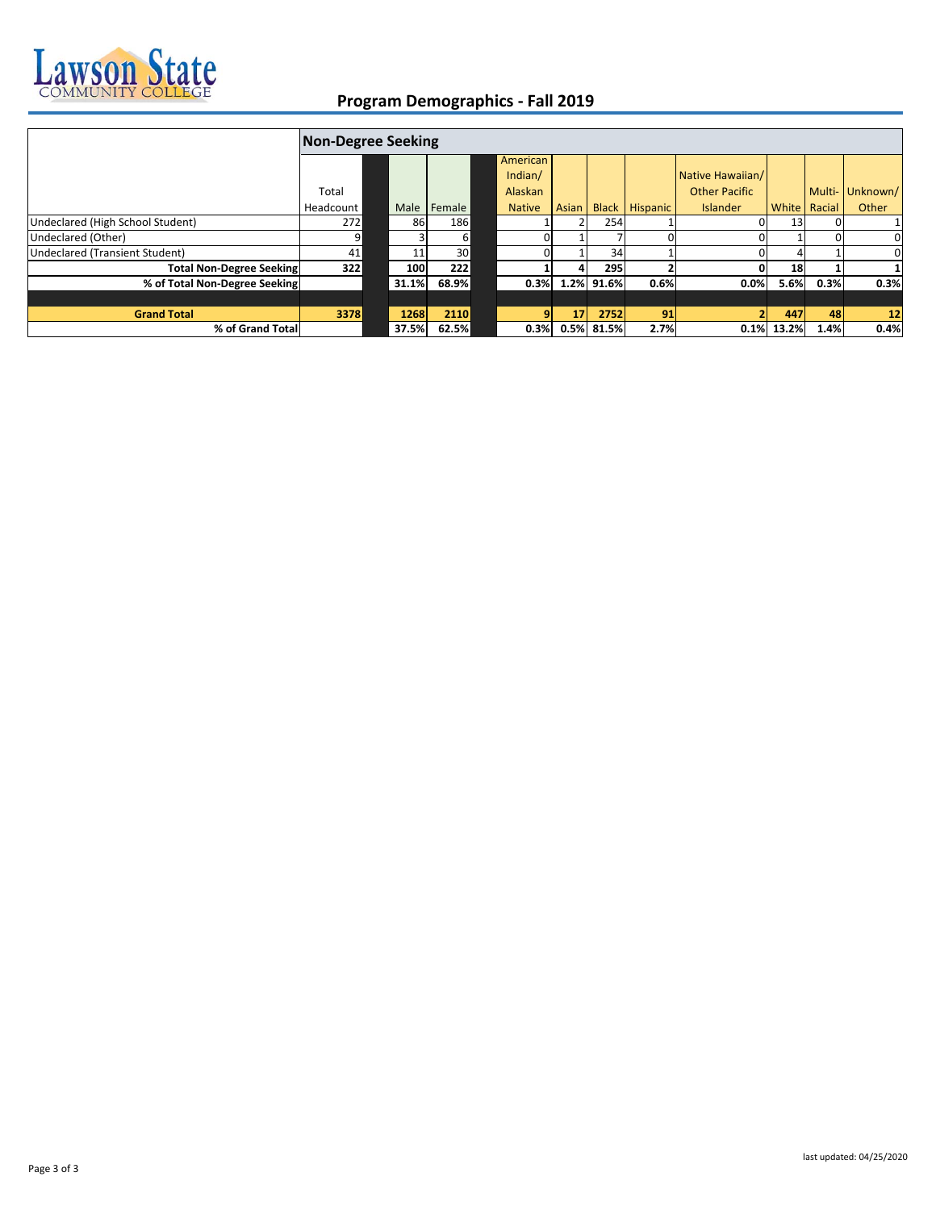## Program Demographics - Fall 2019

| | Non-Degree Seeking | | | | | | | | | | |
|---|---|---|---|---|---|---|---|---|---|---|---|
| | Total Headcount | Male | Female | American Indian/ Alaskan Native | Asian | Black | Hispanic | Native Hawaiian/ Other Pacific Islander | White | Multi-Racial | Unknown/ Other |
| Undeclared (High School Student) | 272 | 86 | 186 | 1 | 2 | 254 | 1 | 0 | 13 | 0 | 1 |
| Undeclared (Other) | 9 | 3 | 6 | 0 | 1 | 7 | 0 | 0 | 1 | 0 | 0 |
| Undeclared (Transient Student) | 41 | 11 | 30 | 0 | 1 | 34 | 1 | 0 | 4 | 1 | 0 |
| **Total Non-Degree Seeking** | **322** | **100** | **222** | **1** | **4** | **295** | **2** | **0** | **18** | **1** | **1** |
| **% of Total Non-Degree Seeking** | | **31.1%** | **68.9%** | **0.3%** | **1.2%** | **91.6%** | **0.6%** | **0.0%** | **5.6%** | **0.3%** | **0.3%** |
| **Grand Total** | **3378** | **1268** | **2110** | **9** | **17** | **2752** | **91** | **2** | **447** | **48** | **12** |
| **% of Grand Total** | | **37.5%** | **62.5%** | **0.3%** | **0.5%** | **81.5%** | **2.7%** | **0.1%** | **13.2%** | **1.4%** | **0.4%** |

last updated: 04/25/2020